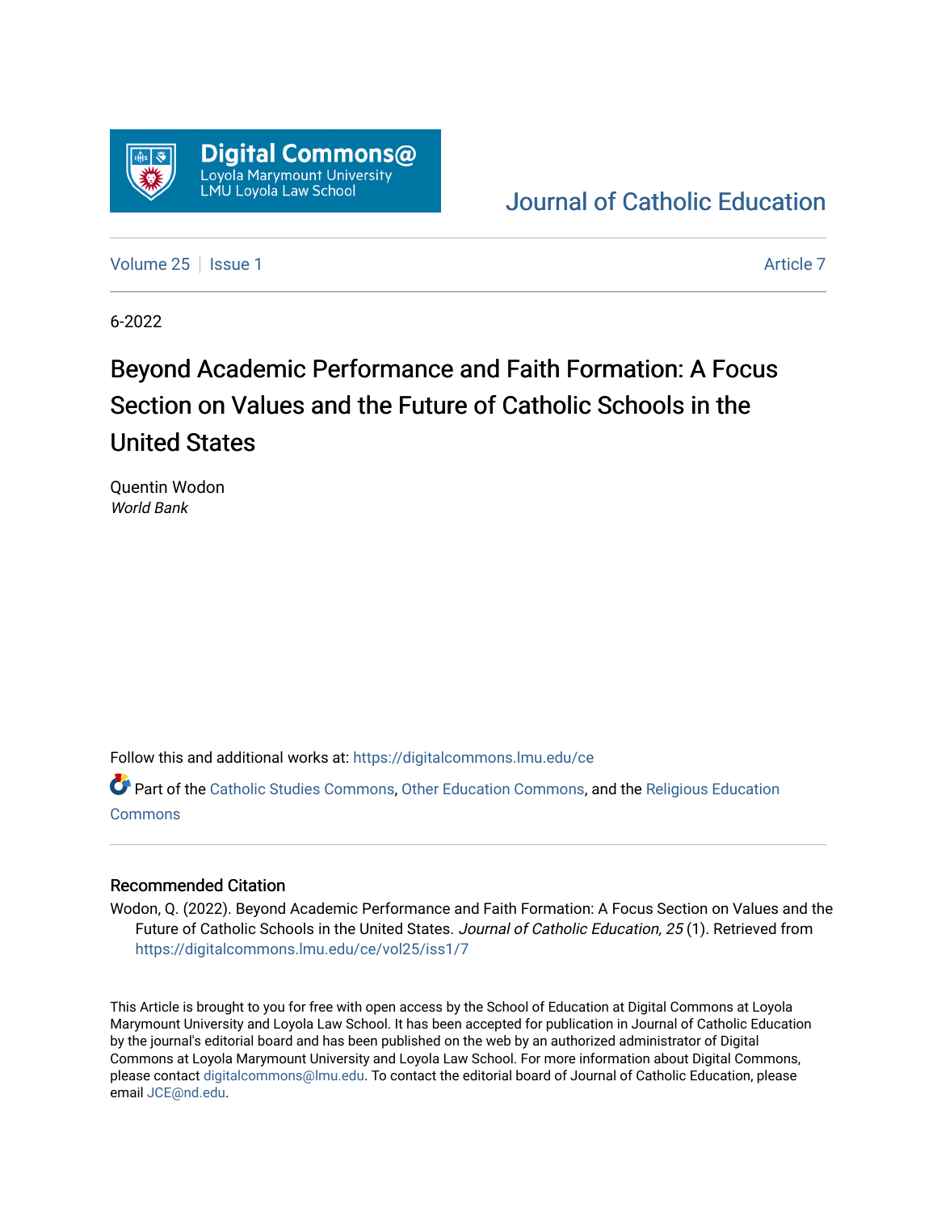Digital Commons@ Loyola Marymount University LMU Loyola Law School

Journal of Catholic Education

Volume 25 | Issue 1 Article 7

6-2022

# Beyond Academic Performance and Faith Formation: A Focus Section on Values and the Future of Catholic Schools in the United States

Quentin Wodon
*World Bank*

Follow this and additional works at: https://digitalcommons.lmu.edu/ce

Part of the Catholic Studies Commons, Other Education Commons, and the Religious Education Commons

## Recommended Citation

Wodon, Q. (2022). Beyond Academic Performance and Faith Formation: A Focus Section on Values and the Future of Catholic Schools in the United States. *Journal of Catholic Education, 25* (1). Retrieved from https://digitalcommons.lmu.edu/ce/vol25/iss1/7

This Article is brought to you for free with open access by the School of Education at Digital Commons at Loyola Marymount University and Loyola Law School. It has been accepted for publication in Journal of Catholic Education by the journal's editorial board and has been published on the web by an authorized administrator of Digital Commons at Loyola Marymount University and Loyola Law School. For more information about Digital Commons, please contact digitalcommons@lmu.edu. To contact the editorial board of Journal of Catholic Education, please email JCE@nd.edu.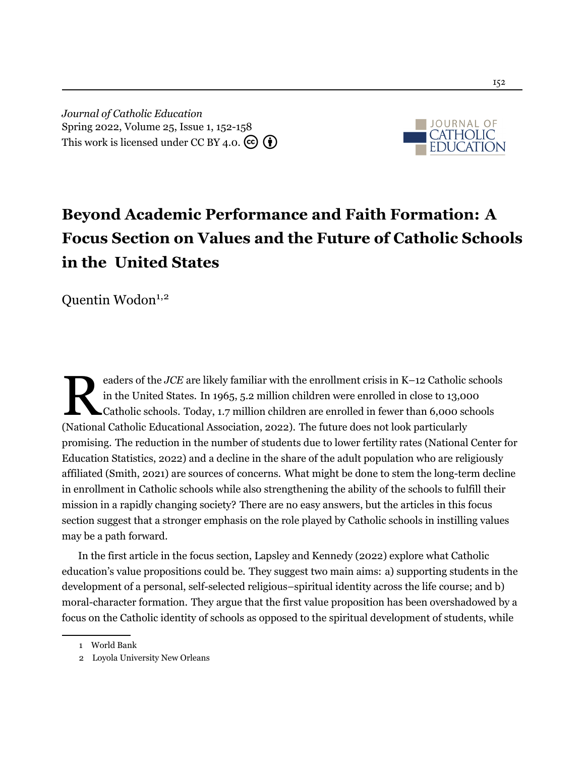Journal of Catholic Education
Spring 2022, Volume 25, Issue 1, 152-158
This work is licensed under CC BY 4.0.

# Beyond Academic Performance and Faith Formation: A Focus Section on Values and the Future of Catholic Schools in the United States

Quentin Wodon[1,2]

Readers of the *JCE* are likely familiar with the enrollment crisis in K–12 Catholic schools in the United States. In 1965, 5.2 million children were enrolled in close to 13,000 Catholic schools. Today, 1.7 million children are enrolled in fewer than 6,000 schools (National Catholic Educational Association, 2022). The future does not look particularly promising. The reduction in the number of students due to lower fertility rates (National Center for Education Statistics, 2022) and a decline in the share of the adult population who are religiously affiliated (Smith, 2021) are sources of concerns. What might be done to stem the long-term decline in enrollment in Catholic schools while also strengthening the ability of the schools to fulfill their mission in a rapidly changing society? There are no easy answers, but the articles in this focus section suggest that a stronger emphasis on the role played by Catholic schools in instilling values may be a path forward.

In the first article in the focus section, Lapsley and Kennedy (2022) explore what Catholic education's value propositions could be. They suggest two main aims: a) supporting students in the development of a personal, self-selected religious–spiritual identity across the life course; and b) moral-character formation. They argue that the first value proposition has been overshadowed by a focus on the Catholic identity of schools as opposed to the spiritual development of students, while

1 World Bank

2 Loyola University New Orleans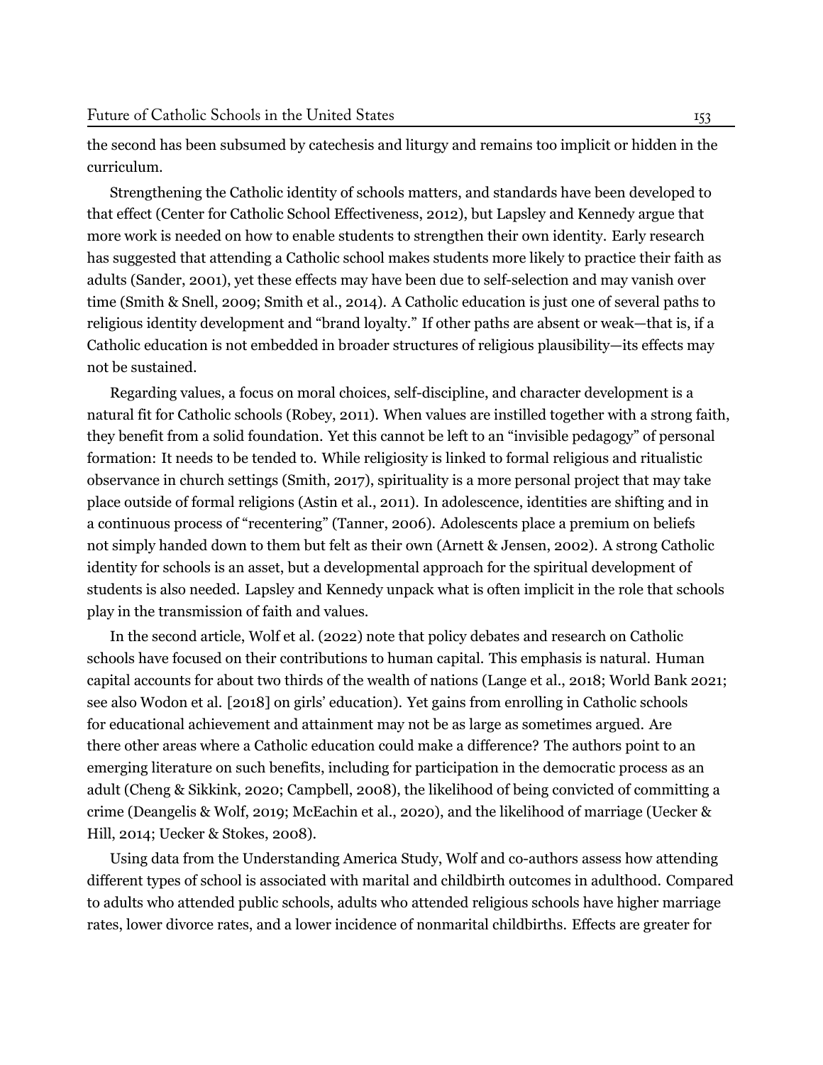the second has been subsumed by catechesis and liturgy and remains too implicit or hidden in the curriculum.

Strengthening the Catholic identity of schools matters, and standards have been developed to that effect (Center for Catholic School Effectiveness, 2012), but Lapsley and Kennedy argue that more work is needed on how to enable students to strengthen their own identity. Early research has suggested that attending a Catholic school makes students more likely to practice their faith as adults (Sander, 2001), yet these effects may have been due to self-selection and may vanish over time (Smith & Snell, 2009; Smith et al., 2014). A Catholic education is just one of several paths to religious identity development and "brand loyalty." If other paths are absent or weak—that is, if a Catholic education is not embedded in broader structures of religious plausibility—its effects may not be sustained.

Regarding values, a focus on moral choices, self-discipline, and character development is a natural fit for Catholic schools (Robey, 2011). When values are instilled together with a strong faith, they benefit from a solid foundation. Yet this cannot be left to an "invisible pedagogy" of personal formation: It needs to be tended to. While religiosity is linked to formal religious and ritualistic observance in church settings (Smith, 2017), spirituality is a more personal project that may take place outside of formal religions (Astin et al., 2011). In adolescence, identities are shifting and in a continuous process of "recentering" (Tanner, 2006). Adolescents place a premium on beliefs not simply handed down to them but felt as their own (Arnett & Jensen, 2002). A strong Catholic identity for schools is an asset, but a developmental approach for the spiritual development of students is also needed. Lapsley and Kennedy unpack what is often implicit in the role that schools play in the transmission of faith and values.

In the second article, Wolf et al. (2022) note that policy debates and research on Catholic schools have focused on their contributions to human capital. This emphasis is natural. Human capital accounts for about two thirds of the wealth of nations (Lange et al., 2018; World Bank 2021; see also Wodon et al. [2018] on girls' education). Yet gains from enrolling in Catholic schools for educational achievement and attainment may not be as large as sometimes argued. Are there other areas where a Catholic education could make a difference? The authors point to an emerging literature on such benefits, including for participation in the democratic process as an adult (Cheng & Sikkink, 2020; Campbell, 2008), the likelihood of being convicted of committing a crime (Deangelis & Wolf, 2019; McEachin et al., 2020), and the likelihood of marriage (Uecker & Hill, 2014; Uecker & Stokes, 2008).

Using data from the Understanding America Study, Wolf and co-authors assess how attending different types of school is associated with marital and childbirth outcomes in adulthood. Compared to adults who attended public schools, adults who attended religious schools have higher marriage rates, lower divorce rates, and a lower incidence of nonmarital childbirths. Effects are greater for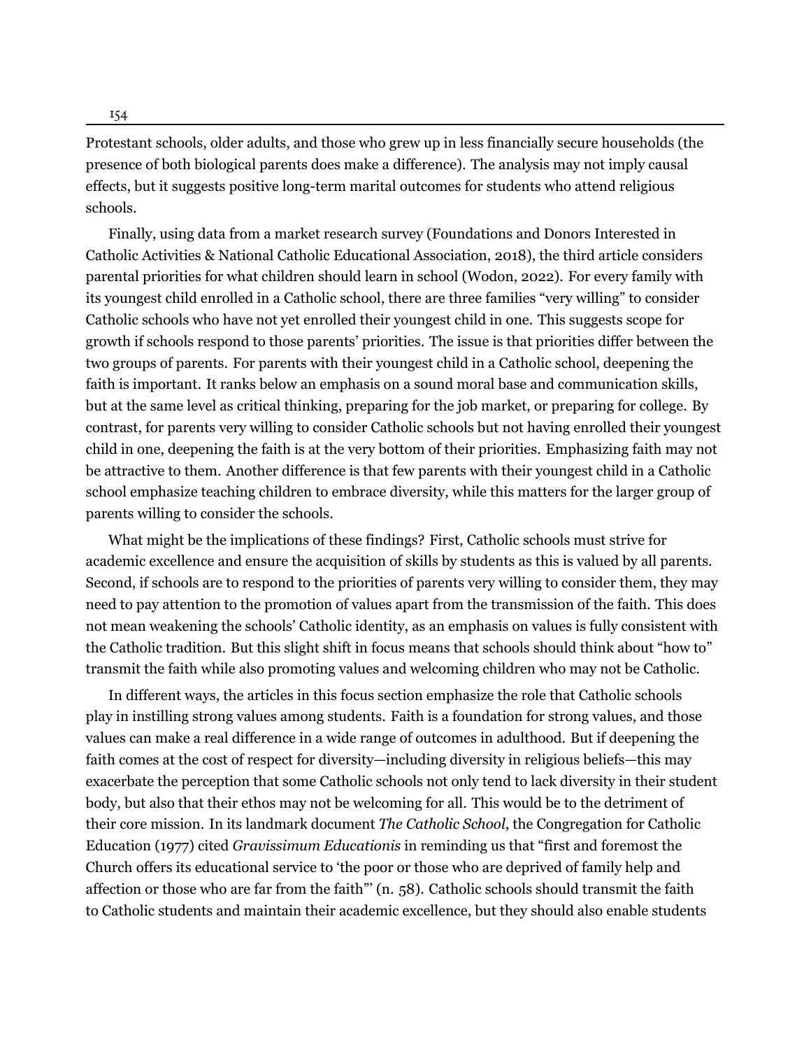Protestant schools, older adults, and those who grew up in less financially secure households (the presence of both biological parents does make a difference). The analysis may not imply causal effects, but it suggests positive long-term marital outcomes for students who attend religious schools.

Finally, using data from a market research survey (Foundations and Donors Interested in Catholic Activities & National Catholic Educational Association, 2018), the third article considers parental priorities for what children should learn in school (Wodon, 2022). For every family with its youngest child enrolled in a Catholic school, there are three families "very willing" to consider Catholic schools who have not yet enrolled their youngest child in one. This suggests scope for growth if schools respond to those parents' priorities. The issue is that priorities differ between the two groups of parents. For parents with their youngest child in a Catholic school, deepening the faith is important. It ranks below an emphasis on a sound moral base and communication skills, but at the same level as critical thinking, preparing for the job market, or preparing for college. By contrast, for parents very willing to consider Catholic schools but not having enrolled their youngest child in one, deepening the faith is at the very bottom of their priorities. Emphasizing faith may not be attractive to them. Another difference is that few parents with their youngest child in a Catholic school emphasize teaching children to embrace diversity, while this matters for the larger group of parents willing to consider the schools.

What might be the implications of these findings? First, Catholic schools must strive for academic excellence and ensure the acquisition of skills by students as this is valued by all parents. Second, if schools are to respond to the priorities of parents very willing to consider them, they may need to pay attention to the promotion of values apart from the transmission of the faith. This does not mean weakening the schools' Catholic identity, as an emphasis on values is fully consistent with the Catholic tradition. But this slight shift in focus means that schools should think about "how to" transmit the faith while also promoting values and welcoming children who may not be Catholic.

In different ways, the articles in this focus section emphasize the role that Catholic schools play in instilling strong values among students. Faith is a foundation for strong values, and those values can make a real difference in a wide range of outcomes in adulthood. But if deepening the faith comes at the cost of respect for diversity—including diversity in religious beliefs—this may exacerbate the perception that some Catholic schools not only tend to lack diversity in their student body, but also that their ethos may not be welcoming for all. This would be to the detriment of their core mission. In its landmark document *The Catholic School*, the Congregation for Catholic Education (1977) cited *Gravissimum Educationis* in reminding us that "first and foremost the Church offers its educational service to 'the poor or those who are deprived of family help and affection or those who are far from the faith"' (n. 58). Catholic schools should transmit the faith to Catholic students and maintain their academic excellence, but they should also enable students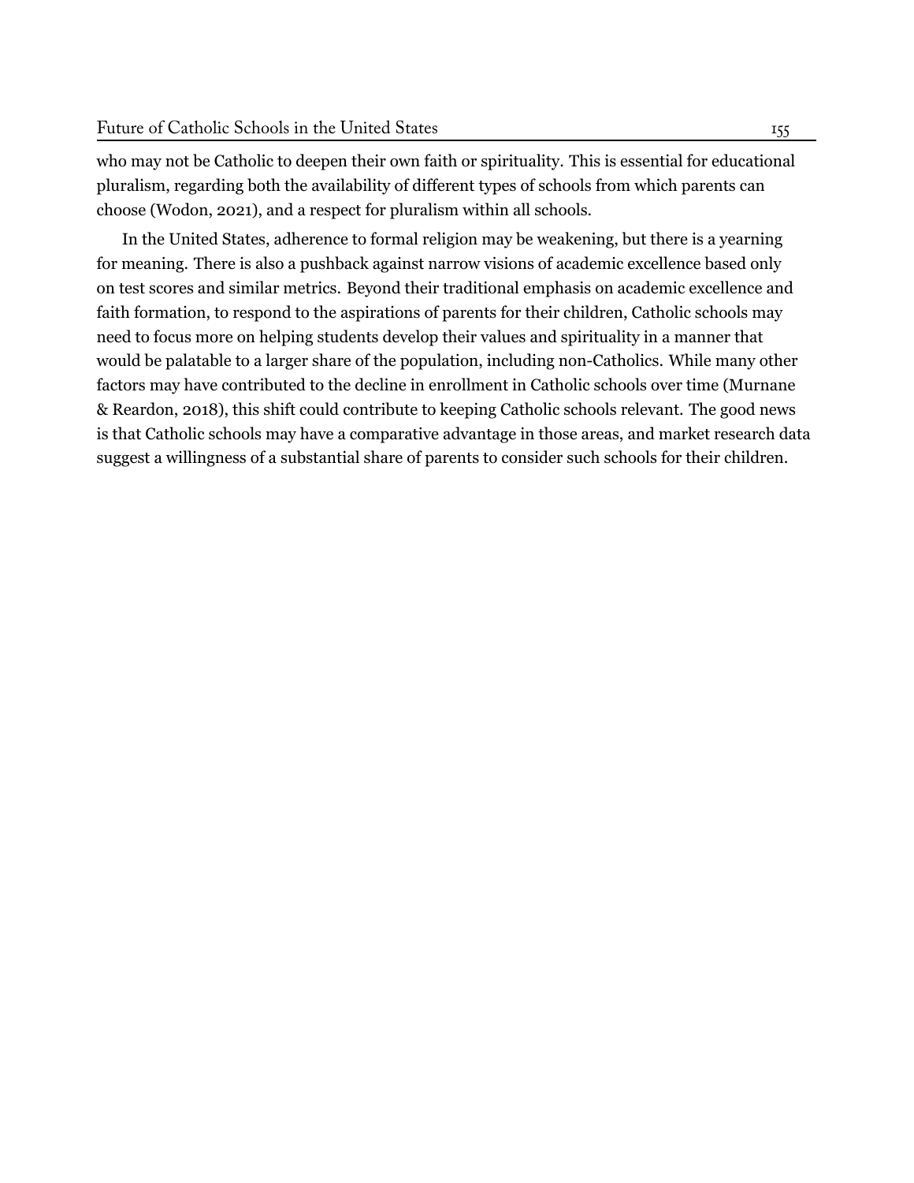who may not be Catholic to deepen their own faith or spirituality. This is essential for educational pluralism, regarding both the availability of different types of schools from which parents can choose (Wodon, 2021), and a respect for pluralism within all schools.

In the United States, adherence to formal religion may be weakening, but there is a yearning for meaning. There is also a pushback against narrow visions of academic excellence based only on test scores and similar metrics. Beyond their traditional emphasis on academic excellence and faith formation, to respond to the aspirations of parents for their children, Catholic schools may need to focus more on helping students develop their values and spirituality in a manner that would be palatable to a larger share of the population, including non-Catholics. While many other factors may have contributed to the decline in enrollment in Catholic schools over time (Murnane & Reardon, 2018), this shift could contribute to keeping Catholic schools relevant. The good news is that Catholic schools may have a comparative advantage in those areas, and market research data suggest a willingness of a substantial share of parents to consider such schools for their children.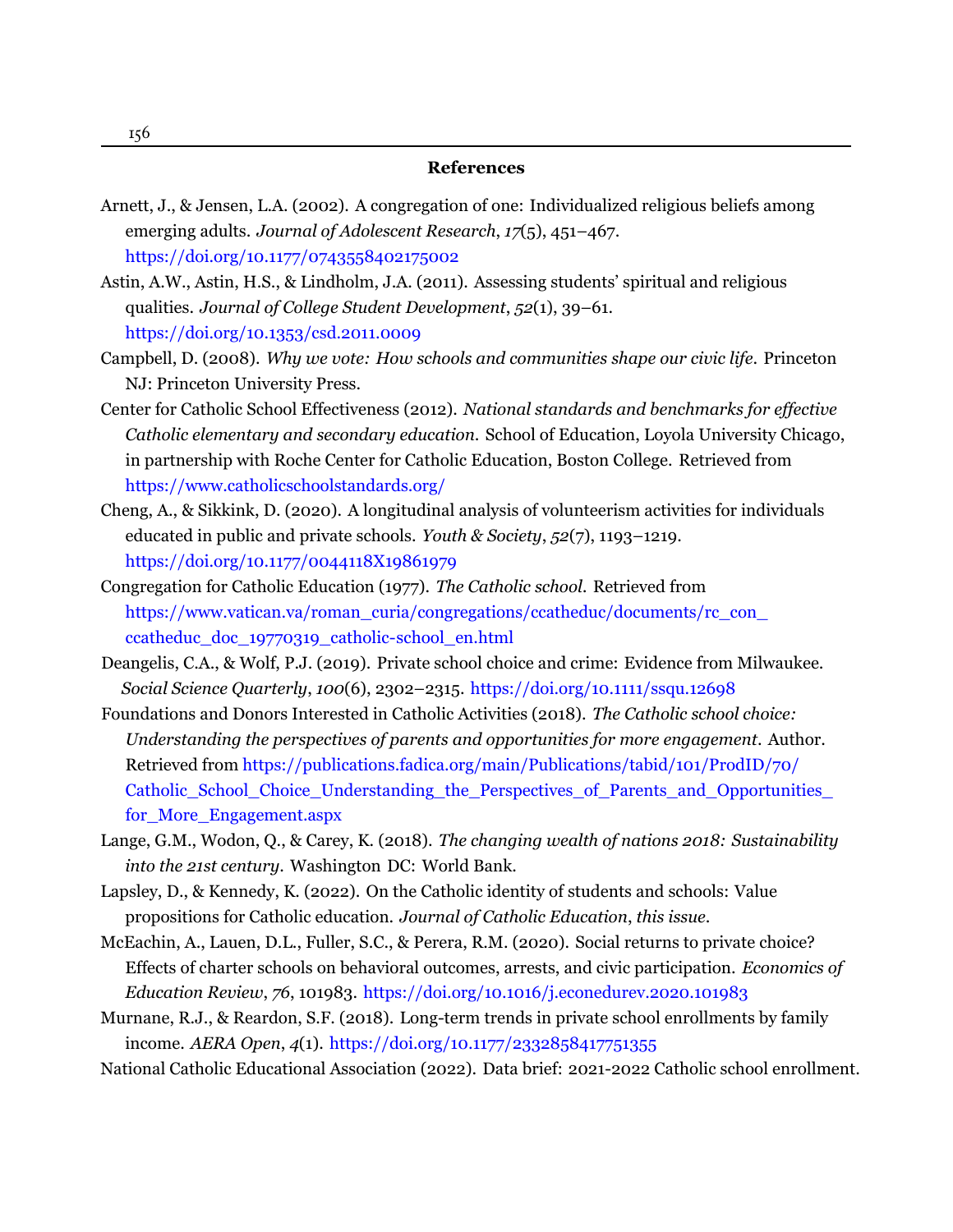## References

Arnett, J., & Jensen, L.A. (2002). A congregation of one: Individualized religious beliefs among emerging adults. *Journal of Adolescent Research*, *17*(5), 451–467. https://doi.org/10.1177/0743558402175002

Astin, A.W., Astin, H.S., & Lindholm, J.A. (2011). Assessing students' spiritual and religious qualities. *Journal of College Student Development*, *52*(1), 39–61. https://doi.org/10.1353/csd.2011.0009

Campbell, D. (2008). *Why we vote: How schools and communities shape our civic life.* Princeton NJ: Princeton University Press.

Center for Catholic School Effectiveness (2012). *National standards and benchmarks for effective Catholic elementary and secondary education.* School of Education, Loyola University Chicago, in partnership with Roche Center for Catholic Education, Boston College. Retrieved from https://www.catholicschoolstandards.org/

Cheng, A., & Sikkink, D. (2020). A longitudinal analysis of volunteerism activities for individuals educated in public and private schools. *Youth & Society*, *52*(7), 1193–1219. https://doi.org/10.1177/0044118X19861979

Congregation for Catholic Education (1977). *The Catholic school.* Retrieved from https://www.vatican.va/roman_curia/congregations/ccatheduc/documents/rc_con_ccatheduc_doc_19770319_catholic-school_en.html

Deangelis, C.A., & Wolf, P.J. (2019). Private school choice and crime: Evidence from Milwaukee. *Social Science Quarterly*, *100*(6), 2302–2315. https://doi.org/10.1111/ssqu.12698

Foundations and Donors Interested in Catholic Activities (2018). *The Catholic school choice: Understanding the perspectives of parents and opportunities for more engagement.* Author. Retrieved from https://publications.fadica.org/main/Publications/tabid/101/ProdID/70/Catholic_School_Choice_Understanding_the_Perspectives_of_Parents_and_Opportunities_for_More_Engagement.aspx

Lange, G.M., Wodon, Q., & Carey, K. (2018). *The changing wealth of nations 2018: Sustainability into the 21st century.* Washington DC: World Bank.

Lapsley, D., & Kennedy, K. (2022). On the Catholic identity of students and schools: Value propositions for Catholic education. *Journal of Catholic Education*, *this issue*.

McEachin, A., Lauen, D.L., Fuller, S.C., & Perera, R.M. (2020). Social returns to private choice? Effects of charter schools on behavioral outcomes, arrests, and civic participation. *Economics of Education Review*, *76*, 101983. https://doi.org/10.1016/j.econedurev.2020.101983

Murnane, R.J., & Reardon, S.F. (2018). Long-term trends in private school enrollments by family income. *AERA Open*, *4*(1). https://doi.org/10.1177/2332858417751355

National Catholic Educational Association (2022). Data brief: 2021-2022 Catholic school enrollment.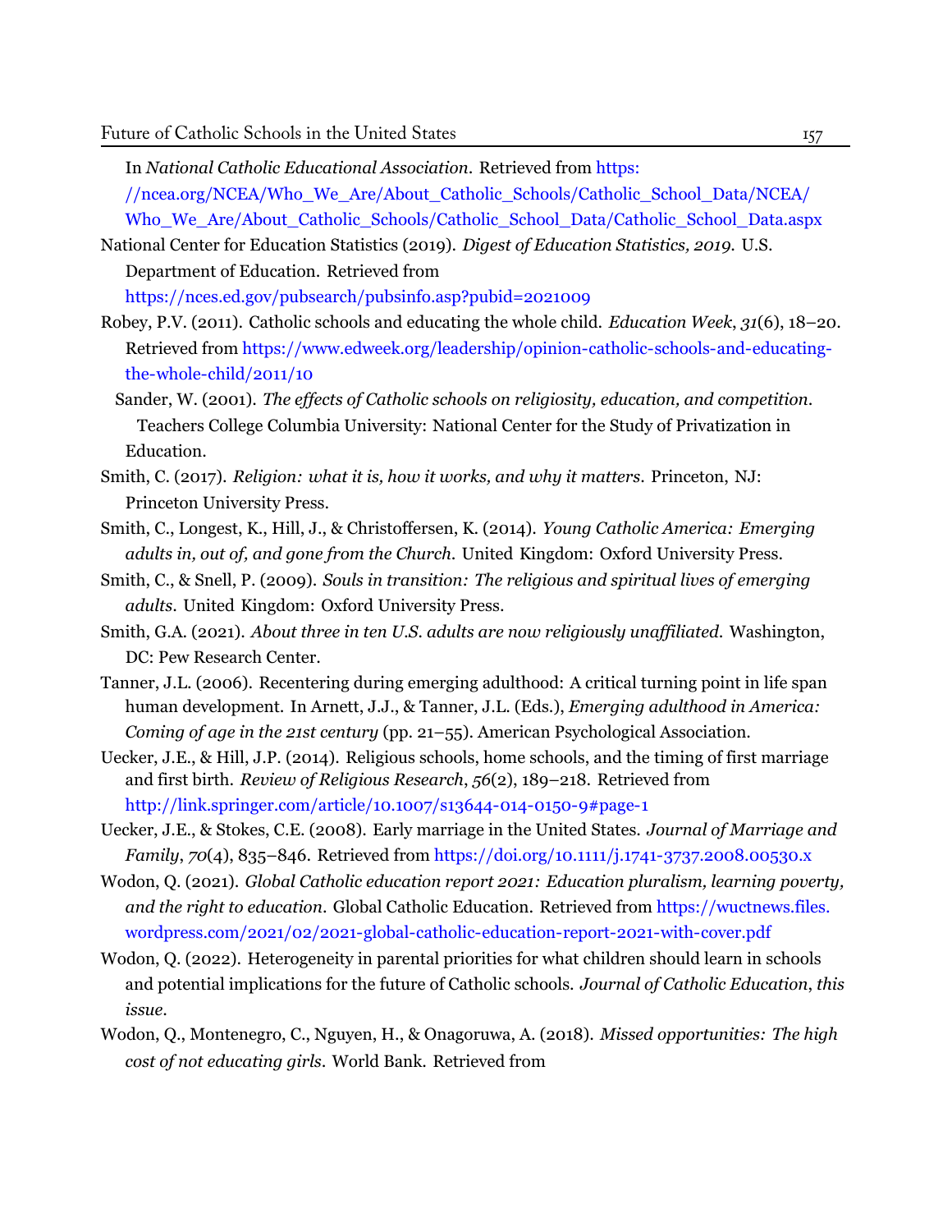In *National Catholic Educational Association*. Retrieved from https://ncea.org/NCEA/Who_We_Are/About_Catholic_Schools/Catholic_School_Data/NCEA/Who_We_Are/About_Catholic_Schools/Catholic_School_Data/Catholic_School_Data.aspx

National Center for Education Statistics (2019). *Digest of Education Statistics, 2019.* U.S. Department of Education. Retrieved from https://nces.ed.gov/pubsearch/pubsinfo.asp?pubid=2021009

Robey, P.V. (2011). Catholic schools and educating the whole child. *Education Week*, *31*(6), 18–20. Retrieved from https://www.edweek.org/leadership/opinion-catholic-schools-and-educating-the-whole-child/2011/10

Sander, W. (2001). *The effects of Catholic schools on religiosity, education, and competition.* Teachers College Columbia University: National Center for the Study of Privatization in Education.

Smith, C. (2017). *Religion: what it is, how it works, and why it matters.* Princeton, NJ: Princeton University Press.

Smith, C., Longest, K., Hill, J., & Christoffersen, K. (2014). *Young Catholic America: Emerging adults in, out of, and gone from the Church.* United Kingdom: Oxford University Press.

Smith, C., & Snell, P. (2009). *Souls in transition: The religious and spiritual lives of emerging adults*. United Kingdom: Oxford University Press.

Smith, G.A. (2021). *About three in ten U.S. adults are now religiously unaffiliated.* Washington, DC: Pew Research Center.

Tanner, J.L. (2006). Recentering during emerging adulthood: A critical turning point in life span human development. In Arnett, J.J., & Tanner, J.L. (Eds.), *Emerging adulthood in America: Coming of age in the 21st century* (pp. 21–55). American Psychological Association.

Uecker, J.E., & Hill, J.P. (2014). Religious schools, home schools, and the timing of first marriage and first birth. *Review of Religious Research*, *56*(2), 189–218. Retrieved from http://link.springer.com/article/10.1007/s13644-014-0150-9#page-1

Uecker, J.E., & Stokes, C.E. (2008). Early marriage in the United States. *Journal of Marriage and Family*, *70*(4), 835–846. Retrieved from https://doi.org/10.1111/j.1741-3737.2008.00530.x

Wodon, Q. (2021). *Global Catholic education report 2021: Education pluralism, learning poverty, and the right to education.* Global Catholic Education. Retrieved from https://wuctnews.files.wordpress.com/2021/02/2021-global-catholic-education-report-2021-with-cover.pdf

Wodon, Q. (2022). Heterogeneity in parental priorities for what children should learn in schools and potential implications for the future of Catholic schools. *Journal of Catholic Education*, *this issue*.

Wodon, Q., Montenegro, C., Nguyen, H., & Onagoruwa, A. (2018). *Missed opportunities: The high cost of not educating girls.* World Bank. Retrieved from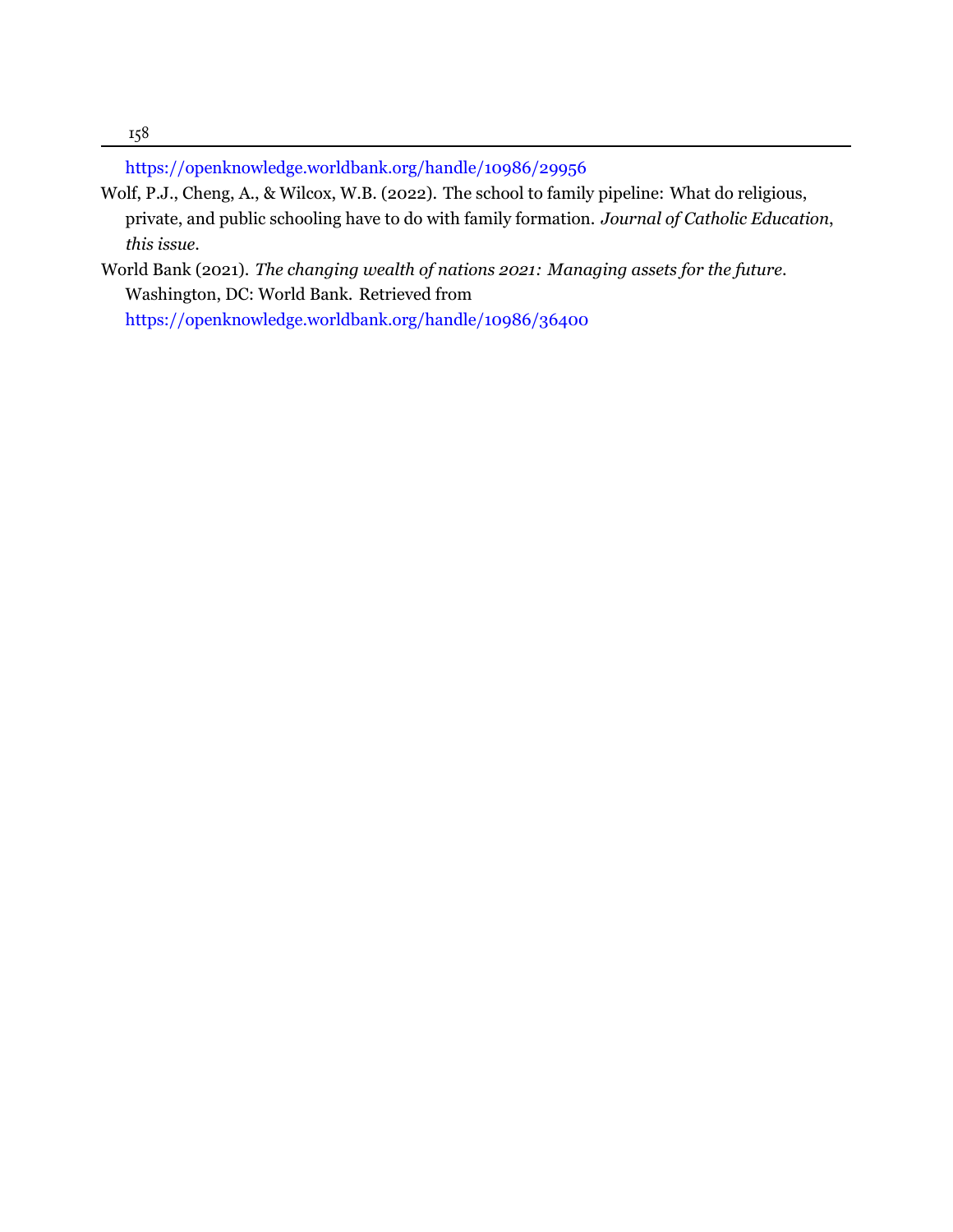https://openknowledge.worldbank.org/handle/10986/29956

Wolf, P.J., Cheng, A., & Wilcox, W.B. (2022). The school to family pipeline: What do religious, private, and public schooling have to do with family formation. *Journal of Catholic Education*, *this issue*.

World Bank (2021). *The changing wealth of nations 2021: Managing assets for the future*. Washington, DC: World Bank. Retrieved from https://openknowledge.worldbank.org/handle/10986/36400